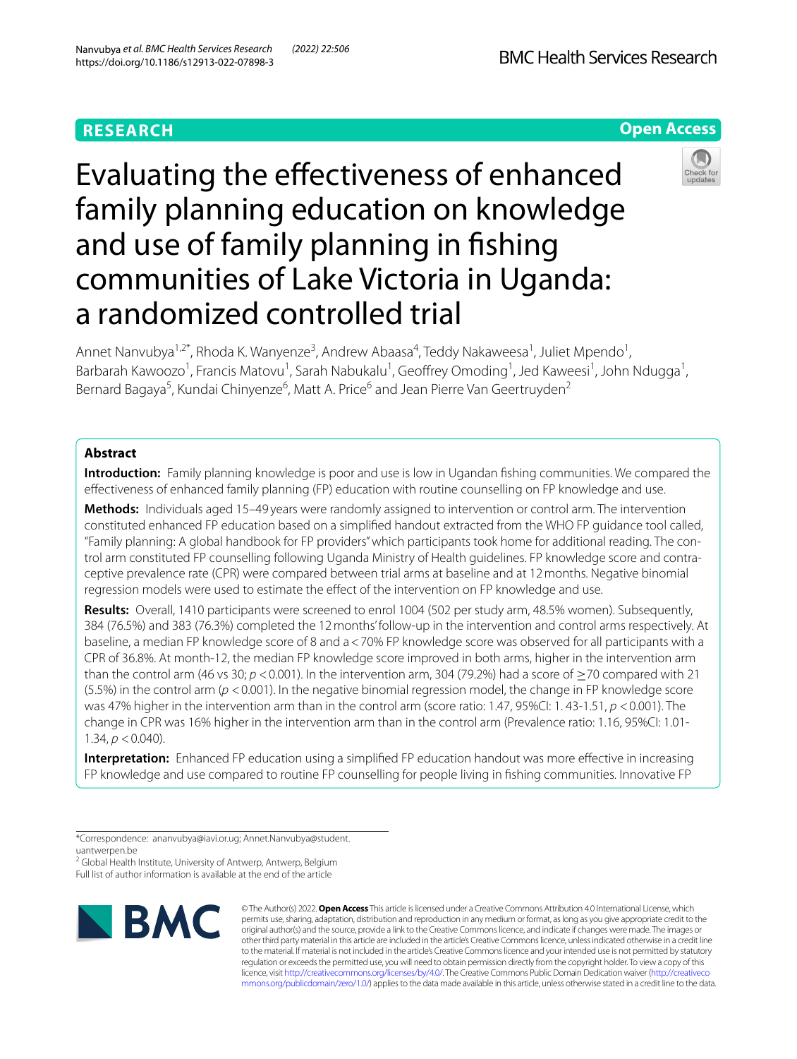RESEARCH

Open Access

# Evaluating the effectiveness of enhanced family planning education on knowledge and use of family planning in fishing communities of Lake Victoria in Uganda: a randomized controlled trial

Annet Nanvubya[1,2*], Rhoda K. Wanyenze[3], Andrew Abaasa[4], Teddy Nakaweesa[1], Juliet Mpendo[1], Barbarah Kawoozo[1], Francis Matovu[1], Sarah Nabukalu[1], Geoffrey Omoding[1], Jed Kaweesi[1], John Ndugga[1], Bernard Bagaya[5], Kundai Chinyenze[6], Matt A. Price[6] and Jean Pierre Van Geertruyden[2]

## Abstract

**Introduction:** Family planning knowledge is poor and use is low in Ugandan fishing communities. We compared the effectiveness of enhanced family planning (FP) education with routine counselling on FP knowledge and use.

**Methods:** Individuals aged 15–49 years were randomly assigned to intervention or control arm. The intervention constituted enhanced FP education based on a simplified handout extracted from the WHO FP guidance tool called, "Family planning: A global handbook for FP providers" which participants took home for additional reading. The control arm constituted FP counselling following Uganda Ministry of Health guidelines. FP knowledge score and contraceptive prevalence rate (CPR) were compared between trial arms at baseline and at 12 months. Negative binomial regression models were used to estimate the effect of the intervention on FP knowledge and use.

**Results:** Overall, 1410 participants were screened to enrol 1004 (502 per study arm, 48.5% women). Subsequently, 384 (76.5%) and 383 (76.3%) completed the 12 months' follow-up in the intervention and control arms respectively. At baseline, a median FP knowledge score of 8 and a <70% FP knowledge score was observed for all participants with a CPR of 36.8%. At month-12, the median FP knowledge score improved in both arms, higher in the intervention arm than the control arm (46 vs 30; $p < 0.001$). In the intervention arm, 304 (79.2%) had a score of ≥70 compared with 21 (5.5%) in the control arm ($p < 0.001$). In the negative binomial regression model, the change in FP knowledge score was 47% higher in the intervention arm than in the control arm (score ratio: 1.47, 95%CI: 1. 43-1.51, $p < 0.001$). The change in CPR was 16% higher in the intervention arm than in the control arm (Prevalence ratio: 1.16, 95%CI: 1.01-1.34, $p < 0.040$).

**Interpretation:** Enhanced FP education using a simplified FP education handout was more effective in increasing FP knowledge and use compared to routine FP counselling for people living in fishing communities. Innovative FP

*Correspondence: anavubya@iavi.or.ug; Annet.Nanvubya@student.uantwerpen.be

[2] Global Health Institute, University of Antwerp, Antwerp, Belgium

Full list of author information is available at the end of the article

© The Author(s) 2022. **Open Access** This article is licensed under a Creative Commons Attribution 4.0 International License, which permits use, sharing, adaptation, distribution and reproduction in any medium or format, as long as you give appropriate credit to the original author(s) and the source, provide a link to the Creative Commons licence, and indicate if changes were made. The images or other third party material in this article are included in the article's Creative Commons licence, unless indicated otherwise in a credit line to the material. If material is not included in the article's Creative Commons licence and your intended use is not permitted by statutory regulation or exceeds the permitted use, you will need to obtain permission directly from the copyright holder. To view a copy of this licence, visit http://creativecommons.org/licenses/by/4.0/. The Creative Commons Public Domain Dedication waiver (http://creativecommons.org/publicdomain/zero/1.0/) applies to the data made available in this article, unless otherwise stated in a credit line to the data.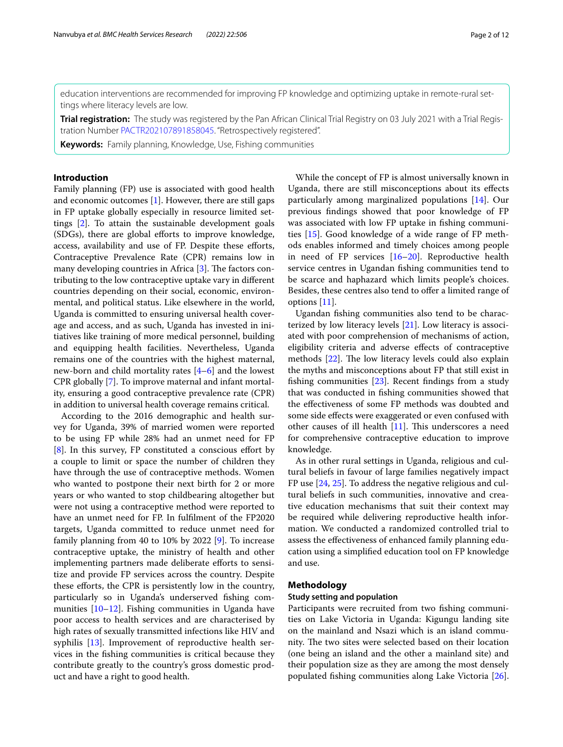education interventions are recommended for improving FP knowledge and optimizing uptake in remote-rural settings where literacy levels are low.

**Trial registration:** The study was registered by the Pan African Clinical Trial Registry on 03 July 2021 with a Trial Registration Number PACTR202107891858045. "Retrospectively registered".

**Keywords:** Family planning, Knowledge, Use, Fishing communities

## Introduction

Family planning (FP) use is associated with good health and economic outcomes [1]. However, there are still gaps in FP uptake globally especially in resource limited settings [2]. To attain the sustainable development goals (SDGs), there are global efforts to improve knowledge, access, availability and use of FP. Despite these efforts, Contraceptive Prevalence Rate (CPR) remains low in many developing countries in Africa [3]. The factors contributing to the low contraceptive uptake vary in different countries depending on their social, economic, environmental, and political status. Like elsewhere in the world, Uganda is committed to ensuring universal health coverage and access, and as such, Uganda has invested in initiatives like training of more medical personnel, building and equipping health facilities. Nevertheless, Uganda remains one of the countries with the highest maternal, new-born and child mortality rates [4–6] and the lowest CPR globally [7]. To improve maternal and infant mortality, ensuring a good contraceptive prevalence rate (CPR) in addition to universal health coverage remains critical.

According to the 2016 demographic and health survey for Uganda, 39% of married women were reported to be using FP while 28% had an unmet need for FP [8]. In this survey, FP constituted a conscious effort by a couple to limit or space the number of children they have through the use of contraceptive methods. Women who wanted to postpone their next birth for 2 or more years or who wanted to stop childbearing altogether but were not using a contraceptive method were reported to have an unmet need for FP. In fulfilment of the FP2020 targets, Uganda committed to reduce unmet need for family planning from 40 to 10% by 2022 [9]. To increase contraceptive uptake, the ministry of health and other implementing partners made deliberate efforts to sensitize and provide FP services across the country. Despite these efforts, the CPR is persistently low in the country, particularly so in Uganda's underserved fishing communities [10–12]. Fishing communities in Uganda have poor access to health services and are characterised by high rates of sexually transmitted infections like HIV and syphilis [13]. Improvement of reproductive health services in the fishing communities is critical because they contribute greatly to the country's gross domestic product and have a right to good health.

While the concept of FP is almost universally known in Uganda, there are still misconceptions about its effects particularly among marginalized populations [14]. Our previous findings showed that poor knowledge of FP was associated with low FP uptake in fishing communities [15]. Good knowledge of a wide range of FP methods enables informed and timely choices among people in need of FP services [16–20]. Reproductive health service centres in Ugandan fishing communities tend to be scarce and haphazard which limits people's choices. Besides, these centres also tend to offer a limited range of options [11].

Ugandan fishing communities also tend to be characterized by low literacy levels [21]. Low literacy is associated with poor comprehension of mechanisms of action, eligibility criteria and adverse effects of contraceptive methods [22]. The low literacy levels could also explain the myths and misconceptions about FP that still exist in fishing communities [23]. Recent findings from a study that was conducted in fishing communities showed that the effectiveness of some FP methods was doubted and some side effects were exaggerated or even confused with other causes of ill health [11]. This underscores a need for comprehensive contraceptive education to improve knowledge.

As in other rural settings in Uganda, religious and cultural beliefs in favour of large families negatively impact FP use [24, 25]. To address the negative religious and cultural beliefs in such communities, innovative and creative education mechanisms that suit their context may be required while delivering reproductive health information. We conducted a randomized controlled trial to assess the effectiveness of enhanced family planning education using a simplified education tool on FP knowledge and use.

## Methodology

### Study setting and population

Participants were recruited from two fishing communities on Lake Victoria in Uganda: Kigungu landing site on the mainland and Nsazi which is an island community. The two sites were selected based on their location (one being an island and the other a mainland site) and their population size as they are among the most densely populated fishing communities along Lake Victoria [26].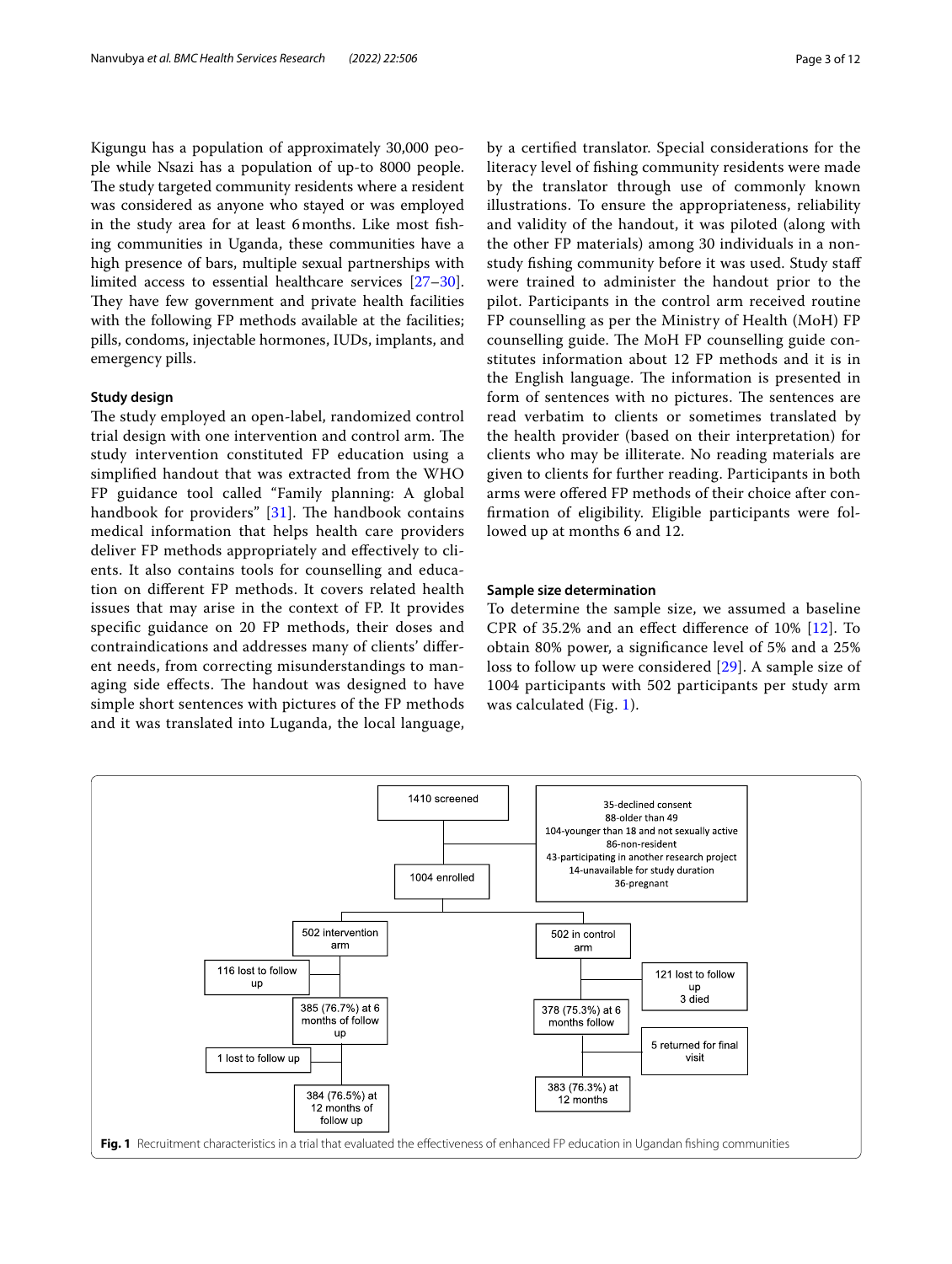Kigungu has a population of approximately 30,000 people while Nsazi has a population of up-to 8000 people. The study targeted community residents where a resident was considered as anyone who stayed or was employed in the study area for at least 6 months. Like most fishing communities in Uganda, these communities have a high presence of bars, multiple sexual partnerships with limited access to essential healthcare services [27–30]. They have few government and private health facilities with the following FP methods available at the facilities; pills, condoms, injectable hormones, IUDs, implants, and emergency pills.

### Study design

The study employed an open-label, randomized control trial design with one intervention and control arm. The study intervention constituted FP education using a simplified handout that was extracted from the WHO FP guidance tool called "Family planning: A global handbook for providers" [31]. The handbook contains medical information that helps health care providers deliver FP methods appropriately and effectively to clients. It also contains tools for counselling and education on different FP methods. It covers related health issues that may arise in the context of FP. It provides specific guidance on 20 FP methods, their doses and contraindications and addresses many of clients' different needs, from correcting misunderstandings to managing side effects. The handout was designed to have simple short sentences with pictures of the FP methods and it was translated into Luganda, the local language, by a certified translator. Special considerations for the literacy level of fishing community residents were made by the translator through use of commonly known illustrations. To ensure the appropriateness, reliability and validity of the handout, it was piloted (along with the other FP materials) among 30 individuals in a non-study fishing community before it was used. Study staff were trained to administer the handout prior to the pilot. Participants in the control arm received routine FP counselling as per the Ministry of Health (MoH) FP counselling guide. The MoH FP counselling guide constitutes information about 12 FP methods and it is in the English language. The information is presented in form of sentences with no pictures. The sentences are read verbatim to clients or sometimes translated by the health provider (based on their interpretation) for clients who may be illiterate. No reading materials are given to clients for further reading. Participants in both arms were offered FP methods of their choice after confirmation of eligibility. Eligible participants were followed up at months 6 and 12.

### Sample size determination

To determine the sample size, we assumed a baseline CPR of 35.2% and an effect difference of 10% [12]. To obtain 80% power, a significance level of 5% and a 25% loss to follow up were considered [29]. A sample size of 1004 participants with 502 participants per study arm was calculated (Fig. 1).

1410 screened

35-declined consent
88-older than 49
104-younger than 18 and not sexually active
86-non-resident
43-participating in another research project
14-unavailable for study duration
36-pregnant

1004 enrolled

502 intervention arm — 116 lost to follow up — 385 (76.7%) at 6 months of follow up — 1 lost to follow up — 384 (76.5%) at 12 months of follow up

502 in control arm — 121 lost to follow up, 3 died — 378 (75.3%) at 6 months follow — 5 returned for final visit — 383 (76.3%) at 12 months

**Fig. 1** Recruitment characteristics in a trial that evaluated the effectiveness of enhanced FP education in Ugandan fishing communities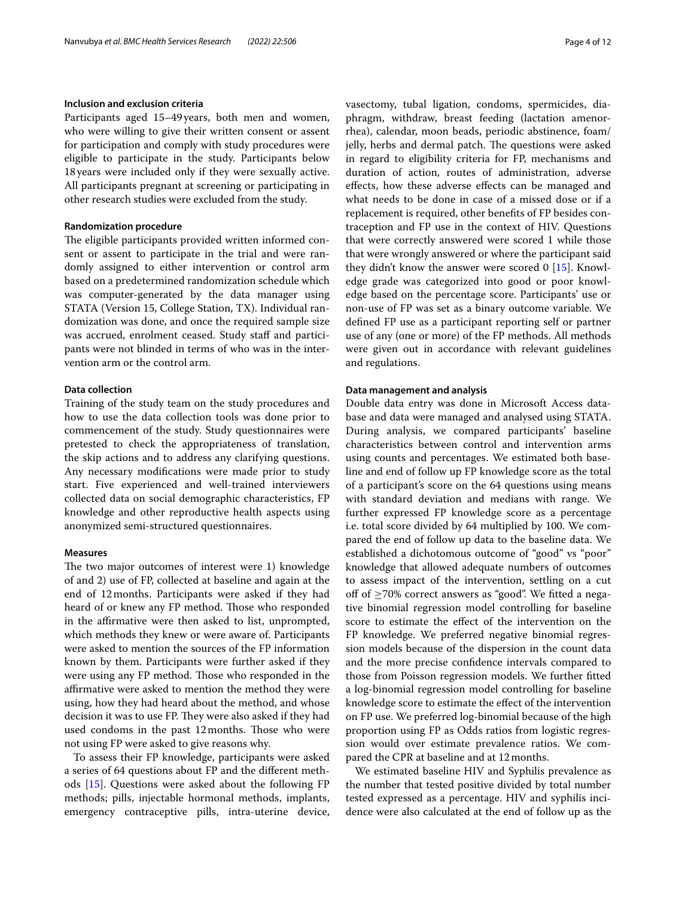### Inclusion and exclusion criteria

Participants aged 15–49 years, both men and women, who were willing to give their written consent or assent for participation and comply with study procedures were eligible to participate in the study. Participants below 18 years were included only if they were sexually active. All participants pregnant at screening or participating in other research studies were excluded from the study.

### Randomization procedure

The eligible participants provided written informed consent or assent to participate in the trial and were randomly assigned to either intervention or control arm based on a predetermined randomization schedule which was computer-generated by the data manager using STATA (Version 15, College Station, TX). Individual randomization was done, and once the required sample size was accrued, enrolment ceased. Study staff and participants were not blinded in terms of who was in the intervention arm or the control arm.

### Data collection

Training of the study team on the study procedures and how to use the data collection tools was done prior to commencement of the study. Study questionnaires were pretested to check the appropriateness of translation, the skip actions and to address any clarifying questions. Any necessary modifications were made prior to study start. Five experienced and well-trained interviewers collected data on social demographic characteristics, FP knowledge and other reproductive health aspects using anonymized semi-structured questionnaires.

### Measures

The two major outcomes of interest were 1) knowledge of and 2) use of FP, collected at baseline and again at the end of 12 months. Participants were asked if they had heard of or knew any FP method. Those who responded in the affirmative were then asked to list, unprompted, which methods they knew or were aware of. Participants were asked to mention the sources of the FP information known by them. Participants were further asked if they were using any FP method. Those who responded in the affirmative were asked to mention the method they were using, how they had heard about the method, and whose decision it was to use FP. They were also asked if they had used condoms in the past 12 months. Those who were not using FP were asked to give reasons why.

To assess their FP knowledge, participants were asked a series of 64 questions about FP and the different methods [15]. Questions were asked about the following FP methods; pills, injectable hormonal methods, implants, emergency contraceptive pills, intra-uterine device, vasectomy, tubal ligation, condoms, spermicides, diaphragm, withdraw, breast feeding (lactation amenorrhea), calendar, moon beads, periodic abstinence, foam/jelly, herbs and dermal patch. The questions were asked in regard to eligibility criteria for FP, mechanisms and duration of action, routes of administration, adverse effects, how these adverse effects can be managed and what needs to be done in case of a missed dose or if a replacement is required, other benefits of FP besides contraception and FP use in the context of HIV. Questions that were correctly answered were scored 1 while those that were wrongly answered or where the participant said they didn't know the answer were scored 0 [15]. Knowledge grade was categorized into good or poor knowledge based on the percentage score. Participants' use or non-use of FP was set as a binary outcome variable. We defined FP use as a participant reporting self or partner use of any (one or more) of the FP methods. All methods were given out in accordance with relevant guidelines and regulations.

### Data management and analysis

Double data entry was done in Microsoft Access database and data were managed and analysed using STATA. During analysis, we compared participants' baseline characteristics between control and intervention arms using counts and percentages. We estimated both baseline and end of follow up FP knowledge score as the total of a participant's score on the 64 questions using means with standard deviation and medians with range. We further expressed FP knowledge score as a percentage i.e. total score divided by 64 multiplied by 100. We compared the end of follow up data to the baseline data. We established a dichotomous outcome of "good" vs "poor" knowledge that allowed adequate numbers of outcomes to assess impact of the intervention, settling on a cut off of $\geq$70% correct answers as "good". We fitted a negative binomial regression model controlling for baseline score to estimate the effect of the intervention on the FP knowledge. We preferred negative binomial regression models because of the dispersion in the count data and the more precise confidence intervals compared to those from Poisson regression models. We further fitted a log-binomial regression model controlling for baseline knowledge score to estimate the effect of the intervention on FP use. We preferred log-binomial because of the high proportion using FP as Odds ratios from logistic regression would over estimate prevalence ratios. We compared the CPR at baseline and at 12 months.

We estimated baseline HIV and Syphilis prevalence as the number that tested positive divided by total number tested expressed as a percentage. HIV and syphilis incidence were also calculated at the end of follow up as the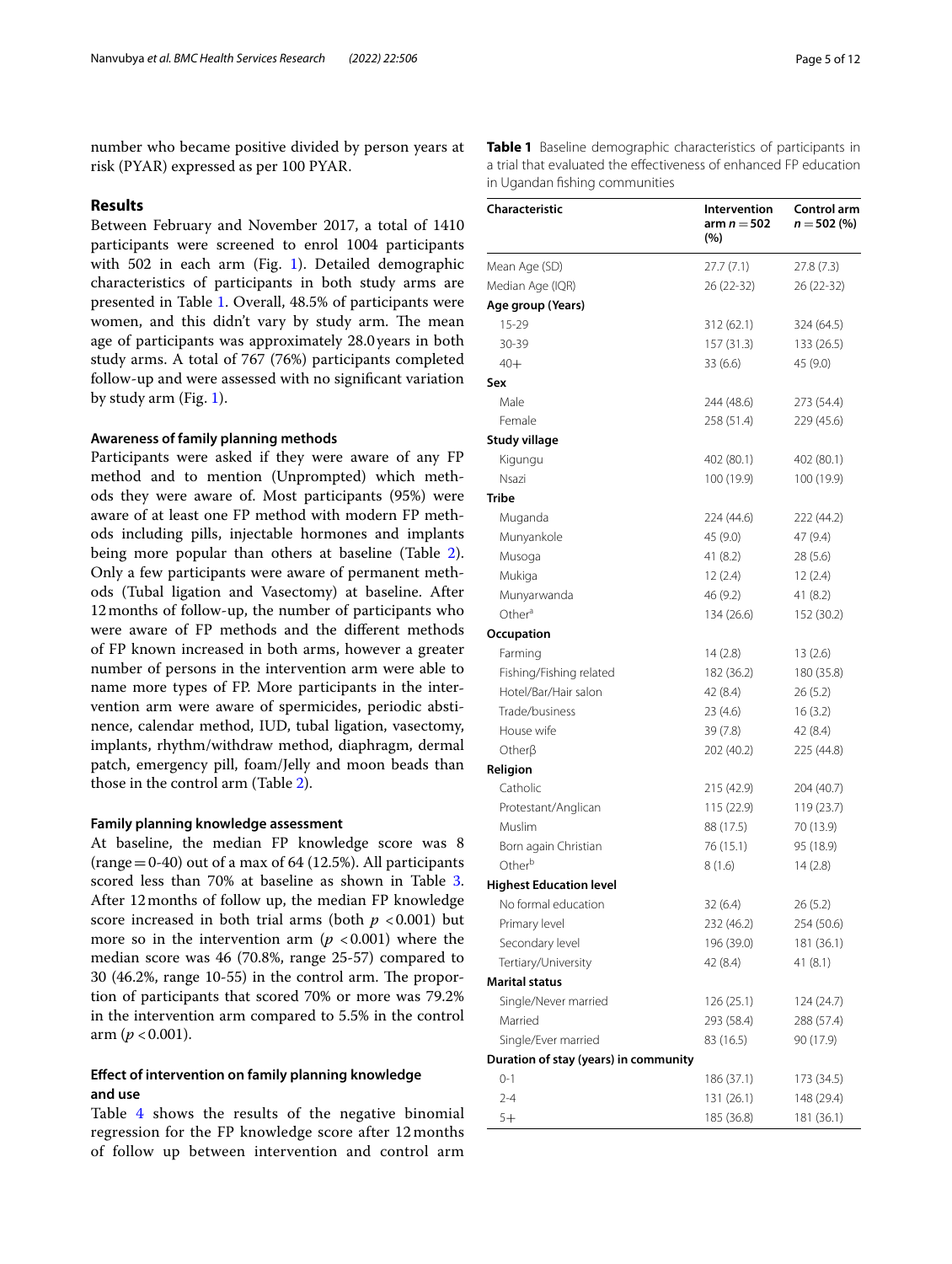number who became positive divided by person years at risk (PYAR) expressed as per 100 PYAR.

## Results

Between February and November 2017, a total of 1410 participants were screened to enrol 1004 participants with 502 in each arm (Fig. 1). Detailed demographic characteristics of participants in both study arms are presented in Table 1. Overall, 48.5% of participants were women, and this didn't vary by study arm. The mean age of participants was approximately 28.0 years in both study arms. A total of 767 (76%) participants completed follow-up and were assessed with no significant variation by study arm (Fig. 1).

### Awareness of family planning methods

Participants were asked if they were aware of any FP method and to mention (Unprompted) which methods they were aware of. Most participants (95%) were aware of at least one FP method with modern FP methods including pills, injectable hormones and implants being more popular than others at baseline (Table 2). Only a few participants were aware of permanent methods (Tubal ligation and Vasectomy) at baseline. After 12 months of follow-up, the number of participants who were aware of FP methods and the different methods of FP known increased in both arms, however a greater number of persons in the intervention arm were able to name more types of FP. More participants in the intervention arm were aware of spermicides, periodic abstinence, calendar method, IUD, tubal ligation, vasectomy, implants, rhythm/withdraw method, diaphragm, dermal patch, emergency pill, foam/Jelly and moon beads than those in the control arm (Table 2).

### Family planning knowledge assessment

At baseline, the median FP knowledge score was 8 (range = 0-40) out of a max of 64 (12.5%). All participants scored less than 70% at baseline as shown in Table 3. After 12 months of follow up, the median FP knowledge score increased in both trial arms (both $p < 0.001$) but more so in the intervention arm ($p < 0.001$) where the median score was 46 (70.8%, range 25-57) compared to 30 (46.2%, range 10-55) in the control arm. The proportion of participants that scored 70% or more was 79.2% in the intervention arm compared to 5.5% in the control arm ($p < 0.001$).

### Effect of intervention on family planning knowledge and use

Table 4 shows the results of the negative binomial regression for the FP knowledge score after 12 months of follow up between intervention and control arm

**Table 1** Baseline demographic characteristics of participants in a trial that evaluated the effectiveness of enhanced FP education in Ugandan fishing communities

| Characteristic | Intervention arm $n = 502$ (%) | Control arm $n = 502$ (%) |
|---|---|---|
| Mean Age (SD) | 27.7 (7.1) | 27.8 (7.3) |
| Median Age (IQR) | 26 (22-32) | 26 (22-32) |
| **Age group (Years)** | | |
| 15-29 | 312 (62.1) | 324 (64.5) |
| 30-39 | 157 (31.3) | 133 (26.5) |
| 40+ | 33 (6.6) | 45 (9.0) |
| **Sex** | | |
| Male | 244 (48.6) | 273 (54.4) |
| Female | 258 (51.4) | 229 (45.6) |
| **Study village** | | |
| Kigungu | 402 (80.1) | 402 (80.1) |
| Nsazi | 100 (19.9) | 100 (19.9) |
| **Tribe** | | |
| Muganda | 224 (44.6) | 222 (44.2) |
| Munyankole | 45 (9.0) | 47 (9.4) |
| Musoga | 41 (8.2) | 28 (5.6) |
| Mukiga | 12 (2.4) | 12 (2.4) |
| Munyarwanda | 46 (9.2) | 41 (8.2) |
| Other[a] | 134 (26.6) | 152 (30.2) |
| **Occupation** | | |
| Farming | 14 (2.8) | 13 (2.6) |
| Fishing/Fishing related | 182 (36.2) | 180 (35.8) |
| Hotel/Bar/Hair salon | 42 (8.4) | 26 (5.2) |
| Trade/business | 23 (4.6) | 16 (3.2) |
| House wife | 39 (7.8) | 42 (8.4) |
| Otherβ | 202 (40.2) | 225 (44.8) |
| **Religion** | | |
| Catholic | 215 (42.9) | 204 (40.7) |
| Protestant/Anglican | 115 (22.9) | 119 (23.7) |
| Muslim | 88 (17.5) | 70 (13.9) |
| Born again Christian | 76 (15.1) | 95 (18.9) |
| Other[b] | 8 (1.6) | 14 (2.8) |
| **Highest Education level** | | |
| No formal education | 32 (6.4) | 26 (5.2) |
| Primary level | 232 (46.2) | 254 (50.6) |
| Secondary level | 196 (39.0) | 181 (36.1) |
| Tertiary/University | 42 (8.4) | 41 (8.1) |
| **Marital status** | | |
| Single/Never married | 126 (25.1) | 124 (24.7) |
| Married | 293 (58.4) | 288 (57.4) |
| Single/Ever married | 83 (16.5) | 90 (17.9) |
| **Duration of stay (years) in community** | | |
| 0-1 | 186 (37.1) | 173 (34.5) |
| 2-4 | 131 (26.1) | 148 (29.4) |
| 5+ | 185 (36.8) | 181 (36.1) |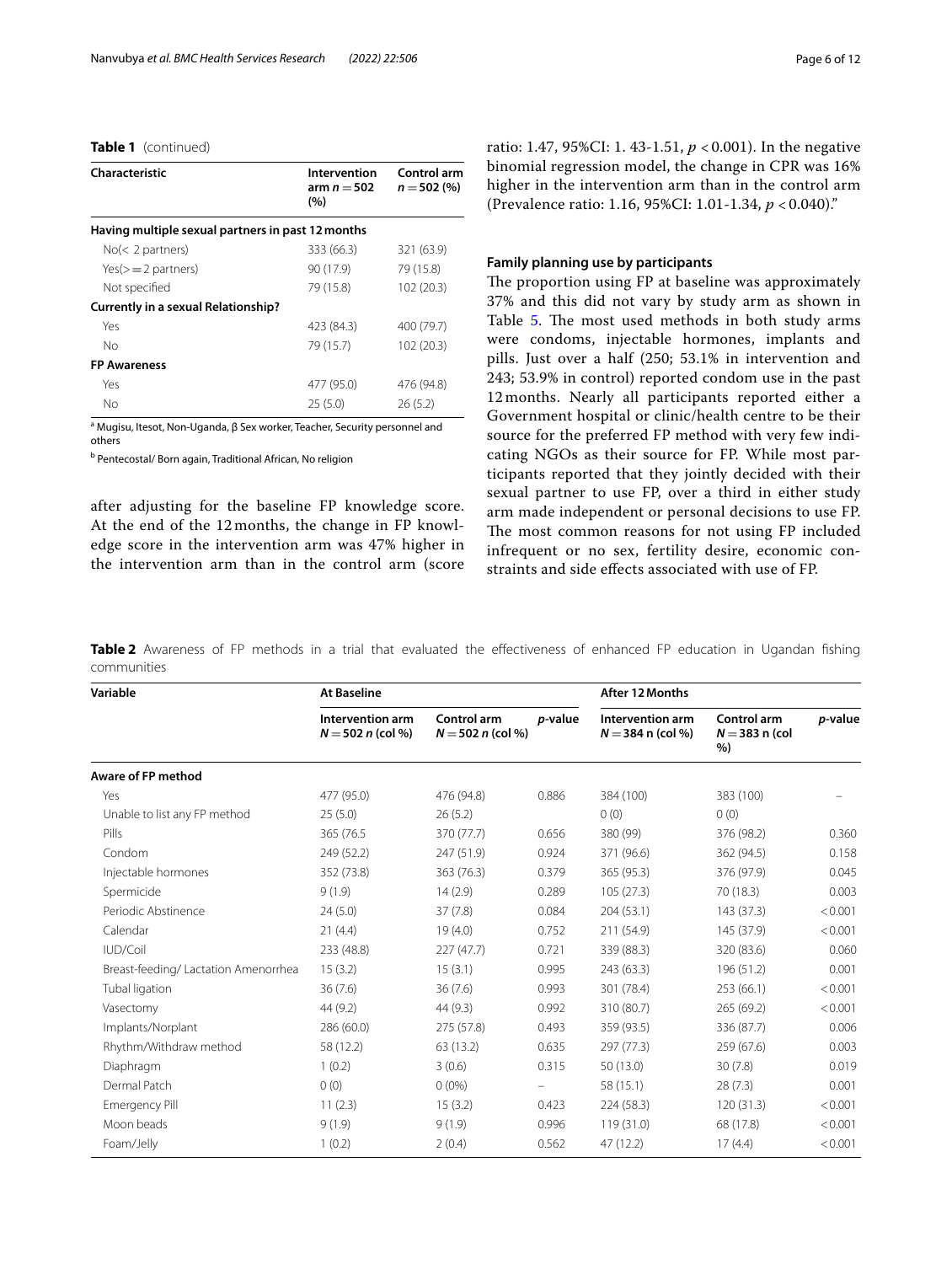**Table 1** (continued)

| Characteristic | Intervention arm $n = 502$ (%) | Control arm $n = 502$ (%) |
|---|---|---|
| **Having multiple sexual partners in past 12 months** | | |
| No(< 2 partners) | 333 (66.3) | 321 (63.9) |
| Yes(>= 2 partners) | 90 (17.9) | 79 (15.8) |
| Not specified | 79 (15.8) | 102 (20.3) |
| **Currently in a sexual Relationship?** | | |
| Yes | 423 (84.3) | 400 (79.7) |
| No | 79 (15.7) | 102 (20.3) |
| **FP Awareness** | | |
| Yes | 477 (95.0) | 476 (94.8) |
| No | 25 (5.0) | 26 (5.2) |

[a] Mugisu, Itesot, Non-Uganda, β Sex worker, Teacher, Security personnel and others

[b] Pentecostal/ Born again, Traditional African, No religion

after adjusting for the baseline FP knowledge score. At the end of the 12 months, the change in FP knowledge score in the intervention arm was 47% higher in the intervention arm than in the control arm (score ratio: 1.47, 95%CI: 1. 43-1.51, $p < 0.001$). In the negative binomial regression model, the change in CPR was 16% higher in the intervention arm than in the control arm (Prevalence ratio: 1.16, 95%CI: 1.01-1.34, $p < 0.040$)."

### Family planning use by participants

The proportion using FP at baseline was approximately 37% and this did not vary by study arm as shown in Table 5. The most used methods in both study arms were condoms, injectable hormones, implants and pills. Just over a half (250; 53.1% in intervention and 243; 53.9% in control) reported condom use in the past 12 months. Nearly all participants reported either a Government hospital or clinic/health centre to be their source for the preferred FP method with very few indicating NGOs as their source for FP. While most participants reported that they jointly decided with their sexual partner to use FP, over a third in either study arm made independent or personal decisions to use FP. The most common reasons for not using FP included infrequent or no sex, fertility desire, economic constraints and side effects associated with use of FP.

**Table 2** Awareness of FP methods in a trial that evaluated the effectiveness of enhanced FP education in Ugandan fishing communities

| Variable | At Baseline | | | After 12 Months | | |
|---|---|---|---|---|---|---|
| | Intervention arm $N = 502$ *n* (col %) | Control arm $N = 502$ *n* (col %) | *p*-value | Intervention arm $N = 384$ n (col %) | Control arm $N = 383$ n (col %) | *p*-value |
| **Aware of FP method** | | | | | | |
| Yes | 477 (95.0) | 476 (94.8) | 0.886 | 384 (100) | 383 (100) | – |
| Unable to list any FP method | 25 (5.0) | 26 (5.2) | | 0 (0) | 0 (0) | |
| Pills | 365 (76.5 | 370 (77.7) | 0.656 | 380 (99) | 376 (98.2) | 0.360 |
| Condom | 249 (52.2) | 247 (51.9) | 0.924 | 371 (96.6) | 362 (94.5) | 0.158 |
| Injectable hormones | 352 (73.8) | 363 (76.3) | 0.379 | 365 (95.3) | 376 (97.9) | 0.045 |
| Spermicide | 9 (1.9) | 14 (2.9) | 0.289 | 105 (27.3) | 70 (18.3) | 0.003 |
| Periodic Abstinence | 24 (5.0) | 37 (7.8) | 0.084 | 204 (53.1) | 143 (37.3) | <0.001 |
| Calendar | 21 (4.4) | 19 (4.0) | 0.752 | 211 (54.9) | 145 (37.9) | <0.001 |
| IUD/Coil | 233 (48.8) | 227 (47.7) | 0.721 | 339 (88.3) | 320 (83.6) | 0.060 |
| Breast-feeding/ Lactation Amenorrhea | 15 (3.2) | 15 (3.1) | 0.995 | 243 (63.3) | 196 (51.2) | 0.001 |
| Tubal ligation | 36 (7.6) | 36 (7.6) | 0.993 | 301 (78.4) | 253 (66.1) | <0.001 |
| Vasectomy | 44 (9.2) | 44 (9.3) | 0.992 | 310 (80.7) | 265 (69.2) | <0.001 |
| Implants/Norplant | 286 (60.0) | 275 (57.8) | 0.493 | 359 (93.5) | 336 (87.7) | 0.006 |
| Rhythm/Withdraw method | 58 (12.2) | 63 (13.2) | 0.635 | 297 (77.3) | 259 (67.6) | 0.003 |
| Diaphragm | 1 (0.2) | 3 (0.6) | 0.315 | 50 (13.0) | 30 (7.8) | 0.019 |
| Dermal Patch | 0 (0) | 0 (0%) | – | 58 (15.1) | 28 (7.3) | 0.001 |
| Emergency Pill | 11 (2.3) | 15 (3.2) | 0.423 | 224 (58.3) | 120 (31.3) | <0.001 |
| Moon beads | 9 (1.9) | 9 (1.9) | 0.996 | 119 (31.0) | 68 (17.8) | <0.001 |
| Foam/Jelly | 1 (0.2) | 2 (0.4) | 0.562 | 47 (12.2) | 17 (4.4) | <0.001 |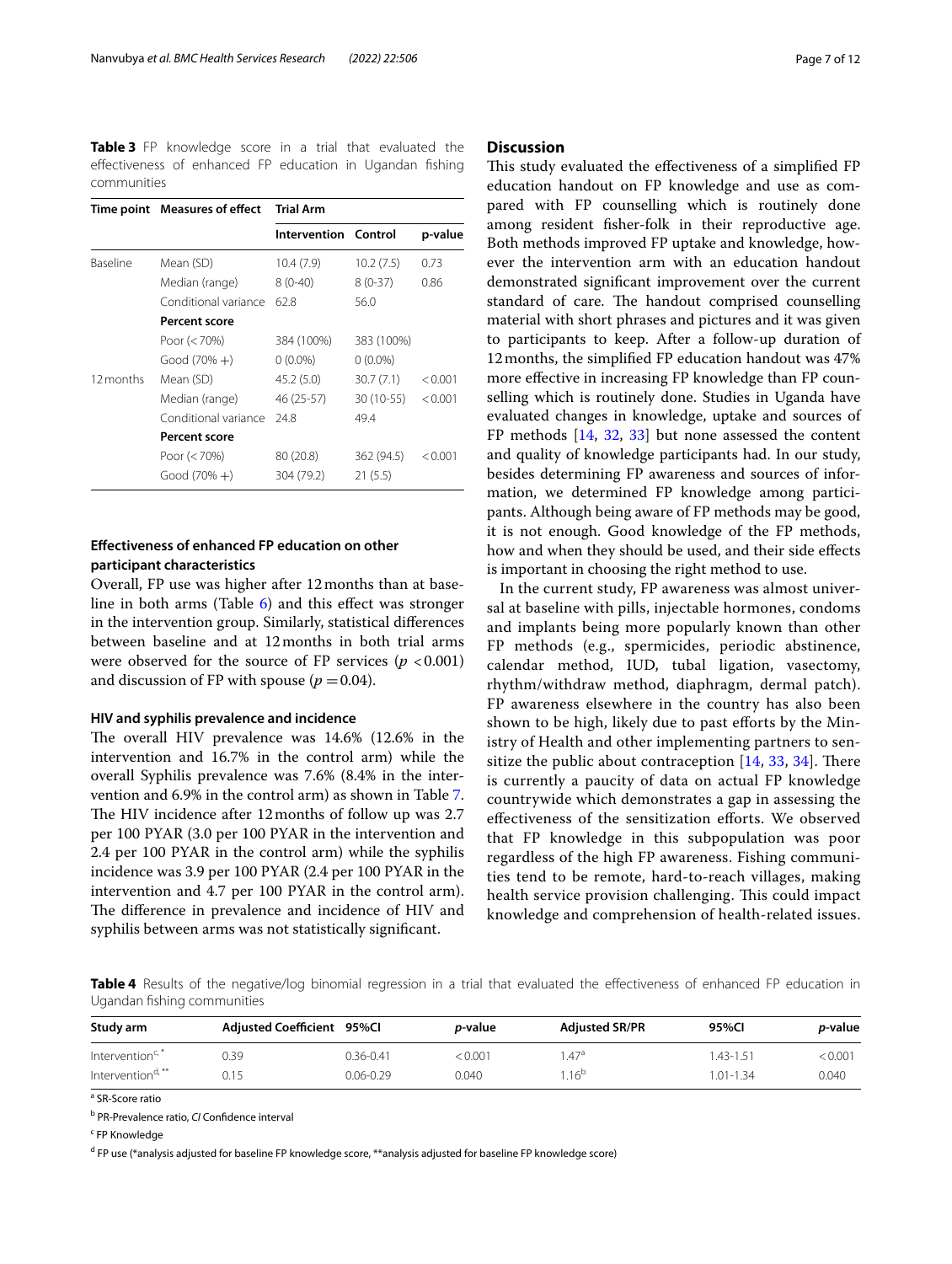**Table 3** FP knowledge score in a trial that evaluated the effectiveness of enhanced FP education in Ugandan fishing communities

| Time point | Measures of effect | Trial Arm | | |
|---|---|---|---|---|
| | | Intervention | Control | p-value |
| Baseline | Mean (SD) | 10.4 (7.9) | 10.2 (7.5) | 0.73 |
| | Median (range) | 8 (0-40) | 8 (0-37) | 0.86 |
| | Conditional variance | 62.8 | 56.0 | |
| | **Percent score** | | | |
| | Poor (<70%) | 384 (100%) | 383 (100%) | |
| | Good (70% +) | 0 (0.0%) | 0 (0.0%) | |
| 12 months | Mean (SD) | 45.2 (5.0) | 30.7 (7.1) | <0.001 |
| | Median (range) | 46 (25-57) | 30 (10-55) | <0.001 |
| | Conditional variance | 24.8 | 49.4 | |
| | **Percent score** | | | |
| | Poor (<70%) | 80 (20.8) | 362 (94.5) | <0.001 |
| | Good (70% +) | 304 (79.2) | 21 (5.5) | |

### Effectiveness of enhanced FP education on other participant characteristics

Overall, FP use was higher after 12 months than at baseline in both arms (Table 6) and this effect was stronger in the intervention group. Similarly, statistical differences between baseline and at 12 months in both trial arms were observed for the source of FP services ($p < 0.001$) and discussion of FP with spouse ($p = 0.04$).

### HIV and syphilis prevalence and incidence

The overall HIV prevalence was 14.6% (12.6% in the intervention and 16.7% in the control arm) while the overall Syphilis prevalence was 7.6% (8.4% in the intervention and 6.9% in the control arm) as shown in Table 7. The HIV incidence after 12 months of follow up was 2.7 per 100 PYAR (3.0 per 100 PYAR in the intervention and 2.4 per 100 PYAR in the control arm) while the syphilis incidence was 3.9 per 100 PYAR (2.4 per 100 PYAR in the intervention and 4.7 per 100 PYAR in the control arm). The difference in prevalence and incidence of HIV and syphilis between arms was not statistically significant.

## Discussion

This study evaluated the effectiveness of a simplified FP education handout on FP knowledge and use as compared with FP counselling which is routinely done among resident fisher-folk in their reproductive age. Both methods improved FP uptake and knowledge, however the intervention arm with an education handout demonstrated significant improvement over the current standard of care. The handout comprised counselling material with short phrases and pictures and it was given to participants to keep. After a follow-up duration of 12 months, the simplified FP education handout was 47% more effective in increasing FP knowledge than FP counselling which is routinely done. Studies in Uganda have evaluated changes in knowledge, uptake and sources of FP methods [14, 32, 33] but none assessed the content and quality of knowledge participants had. In our study, besides determining FP awareness and sources of information, we determined FP knowledge among participants. Although being aware of FP methods may be good, it is not enough. Good knowledge of the FP methods, how and when they should be used, and their side effects is important in choosing the right method to use.

In the current study, FP awareness was almost universal at baseline with pills, injectable hormones, condoms and implants being more popularly known than other FP methods (e.g., spermicides, periodic abstinence, calendar method, IUD, tubal ligation, vasectomy, rhythm/withdraw method, diaphragm, dermal patch). FP awareness elsewhere in the country has also been shown to be high, likely due to past efforts by the Ministry of Health and other implementing partners to sensitize the public about contraception [14, 33, 34]. There is currently a paucity of data on actual FP knowledge countrywide which demonstrates a gap in assessing the effectiveness of the sensitization efforts. We observed that FP knowledge in this subpopulation was poor regardless of the high FP awareness. Fishing communities tend to be remote, hard-to-reach villages, making health service provision challenging. This could impact knowledge and comprehension of health-related issues.

**Table 4** Results of the negative/log binomial regression in a trial that evaluated the effectiveness of enhanced FP education in Ugandan fishing communities

| Study arm | Adjusted Coefficient | 95%CI | *p*-value | Adjusted SR/PR | 95%CI | *p*-value |
|---|---|---|---|---|---|---|
| Intervention[c, *] | 0.39 | 0.36-0.41 | <0.001 | 1.47[a] | 1.43-1.51 | <0.001 |
| Intervention[d, **] | 0.15 | 0.06-0.29 | 0.040 | 1.16[b] | 1.01-1.34 | 0.040 |

[a] SR-Score ratio

[b] PR-Prevalence ratio, *CI* Confidence interval

[c] FP Knowledge

[d] FP use (*analysis adjusted for baseline FP knowledge score, **analysis adjusted for baseline FP knowledge score)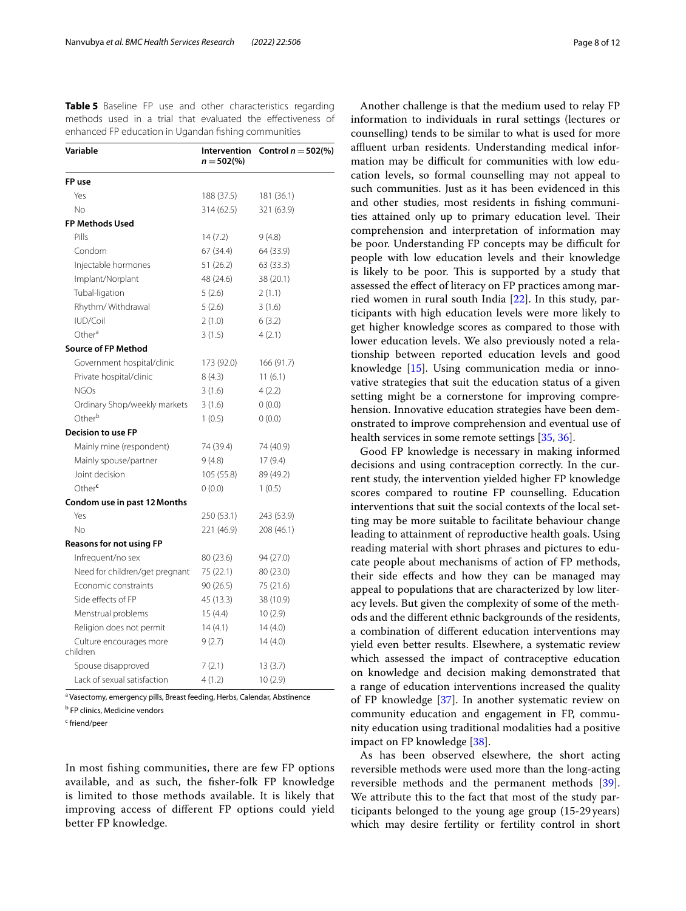**Table 5** Baseline FP use and other characteristics regarding methods used in a trial that evaluated the effectiveness of enhanced FP education in Ugandan fishing communities

| Variable | Intervention n = 502(%) | Control n = 502(%) |
|---|---|---|
| **FP use** | | |
| Yes | 188 (37.5) | 181 (36.1) |
| No | 314 (62.5) | 321 (63.9) |
| **FP Methods Used** | | |
| Pills | 14 (7.2) | 9 (4.8) |
| Condom | 67 (34.4) | 64 (33.9) |
| Injectable hormones | 51 (26.2) | 63 (33.3) |
| Implant/Norplant | 48 (24.6) | 38 (20.1) |
| Tubal-ligation | 5 (2.6) | 2 (1.1) |
| Rhythm/ Withdrawal | 5 (2.6) | 3 (1.6) |
| IUD/Coil | 2 (1.0) | 6 (3.2) |
| Other[a] | 3 (1.5) | 4 (2.1) |
| **Source of FP Method** | | |
| Government hospital/clinic | 173 (92.0) | 166 (91.7) |
| Private hospital/clinic | 8 (4.3) | 11 (6.1) |
| NGOs | 3 (1.6) | 4 (2.2) |
| Ordinary Shop/weekly markets | 3 (1.6) | 0 (0.0) |
| Other[b] | 1 (0.5) | 0 (0.0) |
| **Decision to use FP** | | |
| Mainly mine (respondent) | 74 (39.4) | 74 (40.9) |
| Mainly spouse/partner | 9 (4.8) | 17 (9.4) |
| Joint decision | 105 (55.8) | 89 (49.2) |
| Other[c] | 0 (0.0) | 1 (0.5) |
| **Condom use in past 12 Months** | | |
| Yes | 250 (53.1) | 243 (53.9) |
| No | 221 (46.9) | 208 (46.1) |
| **Reasons for not using FP** | | |
| Infrequent/no sex | 80 (23.6) | 94 (27.0) |
| Need for children/get pregnant | 75 (22.1) | 80 (23.0) |
| Economic constraints | 90 (26.5) | 75 (21.6) |
| Side effects of FP | 45 (13.3) | 38 (10.9) |
| Menstrual problems | 15 (4.4) | 10 (2.9) |
| Religion does not permit | 14 (4.1) | 14 (4.0) |
| Culture encourages more children | 9 (2.7) | 14 (4.0) |
| Spouse disapproved | 7 (2.1) | 13 (3.7) |
| Lack of sexual satisfaction | 4 (1.2) | 10 (2.9) |

[a] Vasectomy, emergency pills, Breast feeding, Herbs, Calendar, Abstinence

[b] FP clinics, Medicine vendors

[c] friend/peer

In most fishing communities, there are few FP options available, and as such, the fisher-folk FP knowledge is limited to those methods available. It is likely that improving access of different FP options could yield better FP knowledge.

Another challenge is that the medium used to relay FP information to individuals in rural settings (lectures or counselling) tends to be similar to what is used for more affluent urban residents. Understanding medical information may be difficult for communities with low education levels, so formal counselling may not appeal to such communities. Just as it has been evidenced in this and other studies, most residents in fishing communities attained only up to primary education level. Their comprehension and interpretation of information may be poor. Understanding FP concepts may be difficult for people with low education levels and their knowledge is likely to be poor. This is supported by a study that assessed the effect of literacy on FP practices among married women in rural south India [22]. In this study, participants with high education levels were more likely to get higher knowledge scores as compared to those with lower education levels. We also previously noted a relationship between reported education levels and good knowledge [15]. Using communication media or innovative strategies that suit the education status of a given setting might be a cornerstone for improving comprehension. Innovative education strategies have been demonstrated to improve comprehension and eventual use of health services in some remote settings [35, 36].

Good FP knowledge is necessary in making informed decisions and using contraception correctly. In the current study, the intervention yielded higher FP knowledge scores compared to routine FP counselling. Education interventions that suit the social contexts of the local setting may be more suitable to facilitate behaviour change leading to attainment of reproductive health goals. Using reading material with short phrases and pictures to educate people about mechanisms of action of FP methods, their side effects and how they can be managed may appeal to populations that are characterized by low literacy levels. But given the complexity of some of the methods and the different ethnic backgrounds of the residents, a combination of different education interventions may yield even better results. Elsewhere, a systematic review which assessed the impact of contraceptive education on knowledge and decision making demonstrated that a range of education interventions increased the quality of FP knowledge [37]. In another systematic review on community education and engagement in FP, community education using traditional modalities had a positive impact on FP knowledge [38].

As has been observed elsewhere, the short acting reversible methods were used more than the long-acting reversible methods and the permanent methods [39]. We attribute this to the fact that most of the study participants belonged to the young age group (15-29 years) which may desire fertility or fertility control in short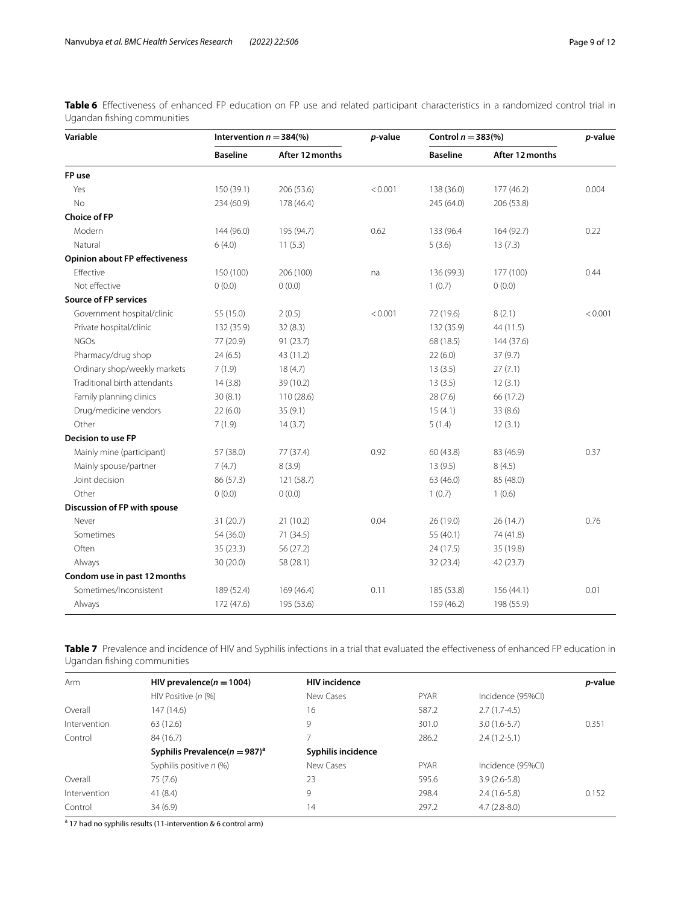**Table 6** Effectiveness of enhanced FP education on FP use and related participant characteristics in a randomized control trial in Ugandan fishing communities

| Variable | Intervention $n = 384$(%) | | *p*-value | Control $n = 383$(%) | | *p*-value |
|---|---|---|---|---|---|---|
| | **Baseline** | **After 12 months** | | **Baseline** | **After 12 months** | |
| **FP use** | | | | | | |
| Yes | 150 (39.1) | 206 (53.6) | < 0.001 | 138 (36.0) | 177 (46.2) | 0.004 |
| No | 234 (60.9) | 178 (46.4) | | 245 (64.0) | 206 (53.8) | |
| **Choice of FP** | | | | | | |
| Modern | 144 (96.0) | 195 (94.7) | 0.62 | 133 (96.4 | 164 (92.7) | 0.22 |
| Natural | 6 (4.0) | 11 (5.3) | | 5 (3.6) | 13 (7.3) | |
| **Opinion about FP effectiveness** | | | | | | |
| Effective | 150 (100) | 206 (100) | na | 136 (99.3) | 177 (100) | 0.44 |
| Not effective | 0 (0.0) | 0 (0.0) | | 1 (0.7) | 0 (0.0) | |
| **Source of FP services** | | | | | | |
| Government hospital/clinic | 55 (15.0) | 2 (0.5) | < 0.001 | 72 (19.6) | 8 (2.1) | < 0.001 |
| Private hospital/clinic | 132 (35.9) | 32 (8.3) | | 132 (35.9) | 44 (11.5) | |
| NGOs | 77 (20.9) | 91 (23.7) | | 68 (18.5) | 144 (37.6) | |
| Pharmacy/drug shop | 24 (6.5) | 43 (11.2) | | 22 (6.0) | 37 (9.7) | |
| Ordinary shop/weekly markets | 7 (1.9) | 18 (4.7) | | 13 (3.5) | 27 (7.1) | |
| Traditional birth attendants | 14 (3.8) | 39 (10.2) | | 13 (3.5) | 12 (3.1) | |
| Family planning clinics | 30 (8.1) | 110 (28.6) | | 28 (7.6) | 66 (17.2) | |
| Drug/medicine vendors | 22 (6.0) | 35 (9.1) | | 15 (4.1) | 33 (8.6) | |
| Other | 7 (1.9) | 14 (3.7) | | 5 (1.4) | 12 (3.1) | |
| **Decision to use FP** | | | | | | |
| Mainly mine (participant) | 57 (38.0) | 77 (37.4) | 0.92 | 60 (43.8) | 83 (46.9) | 0.37 |
| Mainly spouse/partner | 7 (4.7) | 8 (3.9) | | 13 (9.5) | 8 (4.5) | |
| Joint decision | 86 (57.3) | 121 (58.7) | | 63 (46.0) | 85 (48.0) | |
| Other | 0 (0.0) | 0 (0.0) | | 1 (0.7) | 1 (0.6) | |
| **Discussion of FP with spouse** | | | | | | |
| Never | 31 (20.7) | 21 (10.2) | 0.04 | 26 (19.0) | 26 (14.7) | 0.76 |
| Sometimes | 54 (36.0) | 71 (34.5) | | 55 (40.1) | 74 (41.8) | |
| Often | 35 (23.3) | 56 (27.2) | | 24 (17.5) | 35 (19.8) | |
| Always | 30 (20.0) | 58 (28.1) | | 32 (23.4) | 42 (23.7) | |
| **Condom use in past 12 months** | | | | | | |
| Sometimes/Inconsistent | 189 (52.4) | 169 (46.4) | 0.11 | 185 (53.8) | 156 (44.1) | 0.01 |
| Always | 172 (47.6) | 195 (53.6) | | 159 (46.2) | 198 (55.9) | |

**Table 7** Prevalence and incidence of HIV and Syphilis infections in a trial that evaluated the effectiveness of enhanced FP education in Ugandan fishing communities

| Arm | **HIV prevalence($n = 1004$)** | **HIV incidence** | | | *p*-value |
|---|---|---|---|---|---|
| | HIV Positive (*n* (%) | New Cases | PYAR | Incidence (95%CI) | |
| Overall | 147 (14.6) | 16 | 587.2 | 2.7 (1.7-4.5) | |
| Intervention | 63 (12.6) | 9 | 301.0 | 3.0 (1.6-5.7) | 0.351 |
| Control | 84 (16.7) | 7 | 286.2 | 2.4 (1.2-5.1) | |
| | **Syphilis Prevalence($n = 987$)[a]** | **Syphilis incidence** | | | |
| | Syphilis positive *n* (%) | New Cases | PYAR | Incidence (95%CI) | |
| Overall | 75 (7.6) | 23 | 595.6 | 3.9 (2.6-5.8) | |
| Intervention | 41 (8.4) | 9 | 298.4 | 2.4 (1.6-5.8) | 0.152 |
| Control | 34 (6.9) | 14 | 297.2 | 4.7 (2.8-8.0) | |

[a] 17 had no syphilis results (11-intervention & 6 control arm)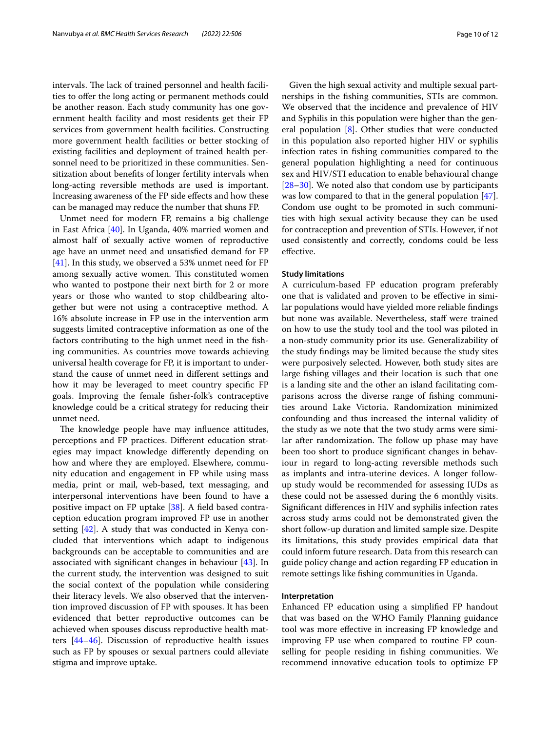intervals. The lack of trained personnel and health facilities to offer the long acting or permanent methods could be another reason. Each study community has one government health facility and most residents get their FP services from government health facilities. Constructing more government health facilities or better stocking of existing facilities and deployment of trained health personnel need to be prioritized in these communities. Sensitization about benefits of longer fertility intervals when long-acting reversible methods are used is important. Increasing awareness of the FP side effects and how these can be managed may reduce the number that shuns FP.

Unmet need for modern FP, remains a big challenge in East Africa [40]. In Uganda, 40% married women and almost half of sexually active women of reproductive age have an unmet need and unsatisfied demand for FP [41]. In this study, we observed a 53% unmet need for FP among sexually active women. This constituted women who wanted to postpone their next birth for 2 or more years or those who wanted to stop childbearing altogether but were not using a contraceptive method. A 16% absolute increase in FP use in the intervention arm suggests limited contraceptive information as one of the factors contributing to the high unmet need in the fishing communities. As countries move towards achieving universal health coverage for FP, it is important to understand the cause of unmet need in different settings and how it may be leveraged to meet country specific FP goals. Improving the female fisher-folk's contraceptive knowledge could be a critical strategy for reducing their unmet need.

The knowledge people have may influence attitudes, perceptions and FP practices. Different education strategies may impact knowledge differently depending on how and where they are employed. Elsewhere, community education and engagement in FP while using mass media, print or mail, web-based, text messaging, and interpersonal interventions have been found to have a positive impact on FP uptake [38]. A field based contraception education program improved FP use in another setting [42]. A study that was conducted in Kenya concluded that interventions which adapt to indigenous backgrounds can be acceptable to communities and are associated with significant changes in behaviour [43]. In the current study, the intervention was designed to suit the social context of the population while considering their literacy levels. We also observed that the intervention improved discussion of FP with spouses. It has been evidenced that better reproductive outcomes can be achieved when spouses discuss reproductive health matters [44–46]. Discussion of reproductive health issues such as FP by spouses or sexual partners could alleviate stigma and improve uptake.

Given the high sexual activity and multiple sexual partnerships in the fishing communities, STIs are common. We observed that the incidence and prevalence of HIV and Syphilis in this population were higher than the general population [8]. Other studies that were conducted in this population also reported higher HIV or syphilis infection rates in fishing communities compared to the general population highlighting a need for continuous sex and HIV/STI education to enable behavioural change [28–30]. We noted also that condom use by participants was low compared to that in the general population [47]. Condom use ought to be promoted in such communities with high sexual activity because they can be used for contraception and prevention of STIs. However, if not used consistently and correctly, condoms could be less effective.

### Study limitations

A curriculum-based FP education program preferably one that is validated and proven to be effective in similar populations would have yielded more reliable findings but none was available. Nevertheless, staff were trained on how to use the study tool and the tool was piloted in a non-study community prior its use. Generalizability of the study findings may be limited because the study sites were purposively selected. However, both study sites are large fishing villages and their location is such that one is a landing site and the other an island facilitating comparisons across the diverse range of fishing communities around Lake Victoria. Randomization minimized confounding and thus increased the internal validity of the study as we note that the two study arms were similar after randomization. The follow up phase may have been too short to produce significant changes in behaviour in regard to long-acting reversible methods such as implants and intra-uterine devices. A longer follow-up study would be recommended for assessing IUDs as these could not be assessed during the 6 monthly visits. Significant differences in HIV and syphilis infection rates across study arms could not be demonstrated given the short follow-up duration and limited sample size. Despite its limitations, this study provides empirical data that could inform future research. Data from this research can guide policy change and action regarding FP education in remote settings like fishing communities in Uganda.

### Interpretation

Enhanced FP education using a simplified FP handout that was based on the WHO Family Planning guidance tool was more effective in increasing FP knowledge and improving FP use when compared to routine FP counselling for people residing in fishing communities. We recommend innovative education tools to optimize FP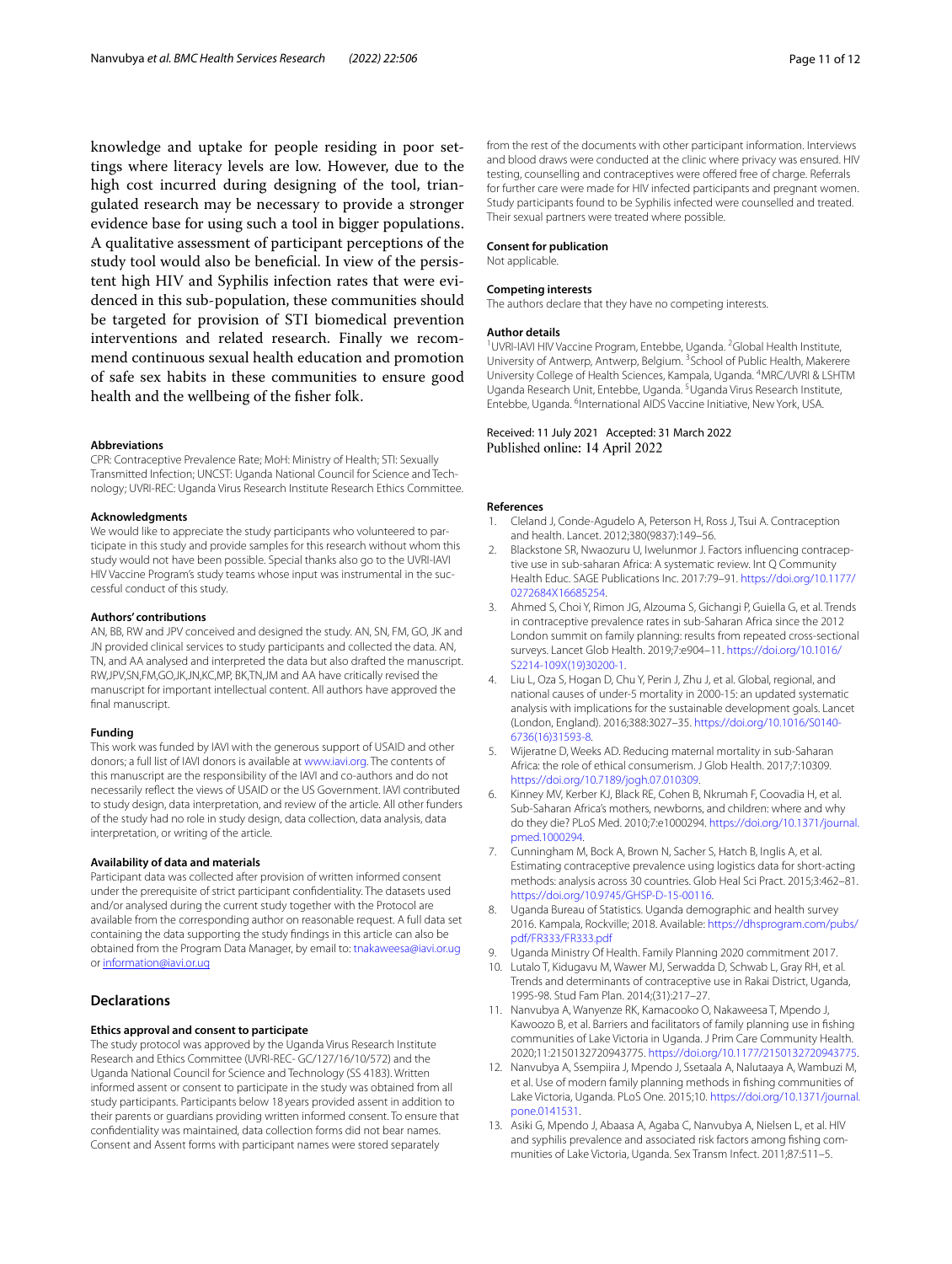knowledge and uptake for people residing in poor settings where literacy levels are low. However, due to the high cost incurred during designing of the tool, triangulated research may be necessary to provide a stronger evidence base for using such a tool in bigger populations. A qualitative assessment of participant perceptions of the study tool would also be beneficial. In view of the persistent high HIV and Syphilis infection rates that were evidenced in this sub-population, these communities should be targeted for provision of STI biomedical prevention interventions and related research. Finally we recommend continuous sexual health education and promotion of safe sex habits in these communities to ensure good health and the wellbeing of the fisher folk.

#### Abbreviations
CPR: Contraceptive Prevalence Rate; MoH: Ministry of Health; STI: Sexually Transmitted Infection; UNCST: Uganda National Council for Science and Technology; UVRI-REC: Uganda Virus Research Institute Research Ethics Committee.

#### Acknowledgments
We would like to appreciate the study participants who volunteered to participate in this study and provide samples for this research without whom this study would not have been possible. Special thanks also go to the UVRI-IAVI HIV Vaccine Program's study teams whose input was instrumental in the successful conduct of this study.

#### Authors' contributions
AN, BB, RW and JPV conceived and designed the study. AN, SN, FM, GO, JK and JN provided clinical services to study participants and collected the data. AN, TN, and AA analysed and interpreted the data but also drafted the manuscript. RW,JPV,SN,FM,GO,JK,JN,KC,MP, BK,TN,JM and AA have critically revised the manuscript for important intellectual content. All authors have approved the final manuscript.

#### Funding
This work was funded by IAVI with the generous support of USAID and other donors; a full list of IAVI donors is available at www.iavi.org. The contents of this manuscript are the responsibility of the IAVI and co-authors and do not necessarily reflect the views of USAID or the US Government. IAVI contributed to study design, data interpretation, and review of the article. All other funders of the study had no role in study design, data collection, data analysis, data interpretation, or writing of the article.

#### Availability of data and materials
Participant data was collected after provision of written informed consent under the prerequisite of strict participant confidentiality. The datasets used and/or analysed during the current study together with the Protocol are available from the corresponding author on reasonable request. A full data set containing the data supporting the study findings in this article can also be obtained from the Program Data Manager, by email to: tnakaweesa@iavi.or.ug or information@iavi.or.ug

## Declarations

#### Ethics approval and consent to participate
The study protocol was approved by the Uganda Virus Research Institute Research and Ethics Committee (UVRI-REC- GC/127/16/10/572) and the Uganda National Council for Science and Technology (SS 4183). Written informed assent or consent to participate in the study was obtained from all study participants. Participants below 18 years provided assent in addition to their parents or guardians providing written informed consent. To ensure that confidentiality was maintained, data collection forms did not bear names. Consent and Assent forms with participant names were stored separately from the rest of the documents with other participant information. Interviews and blood draws were conducted at the clinic where privacy was ensured. HIV testing, counselling and contraceptives were offered free of charge. Referrals for further care were made for HIV infected participants and pregnant women. Study participants found to be Syphilis infected were counselled and treated. Their sexual partners were treated where possible.

#### Consent for publication
Not applicable.

#### Competing interests
The authors declare that they have no competing interests.

#### Author details
[1]UVRI-IAVI HIV Vaccine Program, Entebbe, Uganda. [2]Global Health Institute, University of Antwerp, Antwerp, Belgium. [3]School of Public Health, Makerere University College of Health Sciences, Kampala, Uganda. [4]MRC/UVRI & LSHTM Uganda Research Unit, Entebbe, Uganda. [5]Uganda Virus Research Institute, Entebbe, Uganda. [6]International AIDS Vaccine Initiative, New York, USA.

Received: 11 July 2021 Accepted: 31 March 2022
Published online: 14 April 2022

#### References
1. Cleland J, Conde-Agudelo A, Peterson H, Ross J, Tsui A. Contraception and health. Lancet. 2012;380(9837):149–56.
2. Blackstone SR, Nwaozuru U, Iwelunmor J. Factors influencing contraceptive use in sub-saharan Africa: A systematic review. Int Q Community Health Educ. SAGE Publications Inc. 2017:79–91. https://doi.org/10.1177/0272684X16685254.
3. Ahmed S, Choi Y, Rimon JG, Alzouma S, Gichangi P, Guiella G, et al. Trends in contraceptive prevalence rates in sub-Saharan Africa since the 2012 London summit on family planning: results from repeated cross-sectional surveys. Lancet Glob Health. 2019;7:e904–11. https://doi.org/10.1016/S2214-109X(19)30200-1.
4. Liu L, Oza S, Hogan D, Chu Y, Perin J, Zhu J, et al. Global, regional, and national causes of under-5 mortality in 2000-15: an updated systematic analysis with implications for the sustainable development goals. Lancet (London, England). 2016;388:3027–35. https://doi.org/10.1016/S0140-6736(16)31593-8.
5. Wijeratne D, Weeks AD. Reducing maternal mortality in sub-Saharan Africa: the role of ethical consumerism. J Glob Health. 2017;7:10309. https://doi.org/10.7189/jogh.07.010309.
6. Kinney MV, Kerber KJ, Black RE, Cohen B, Nkrumah F, Coovadia H, et al. Sub-Saharan Africa's mothers, newborns, and children: where and why do they die? PLoS Med. 2010;7:e1000294. https://doi.org/10.1371/journal.pmed.1000294.
7. Cunningham M, Bock A, Brown N, Sacher S, Hatch B, Inglis A, et al. Estimating contraceptive prevalence using logistics data for short-acting methods: analysis across 30 countries. Glob Heal Sci Pract. 2015;3:462–81. https://doi.org/10.9745/GHSP-D-15-00116.
8. Uganda Bureau of Statistics. Uganda demographic and health survey 2016. Kampala, Rockville; 2018. Available: https://dhsprogram.com/pubs/pdf/FR333/FR333.pdf
9. Uganda Ministry Of Health. Family Planning 2020 commitment 2017.
10. Lutalo T, Kidugavu M, Wawer MJ, Serwadda D, Schwab L, Gray RH, et al. Trends and determinants of contraceptive use in Rakai District, Uganda, 1995-98. Stud Fam Plan. 2014;(31):217–27.
11. Nanvubya A, Wanyenze RK, Kamacooko O, Nakaweesa T, Mpendo J, Kawoozo B, et al. Barriers and facilitators of family planning use in fishing communities of Lake Victoria in Uganda. J Prim Care Community Health. 2020;11:2150132720943775. https://doi.org/10.1177/2150132720943775.
12. Nanvubya A, Ssempiira J, Mpendo J, Ssetaala A, Nalutaaya A, Wambuzi M, et al. Use of modern family planning methods in fishing communities of Lake Victoria, Uganda. PLoS One. 2015;10. https://doi.org/10.1371/journal.pone.0141531.
13. Asiki G, Mpendo J, Abaasa A, Agaba C, Nanvubya A, Nielsen L, et al. HIV and syphilis prevalence and associated risk factors among fishing communities of Lake Victoria, Uganda. Sex Transm Infect. 2011;87:511–5.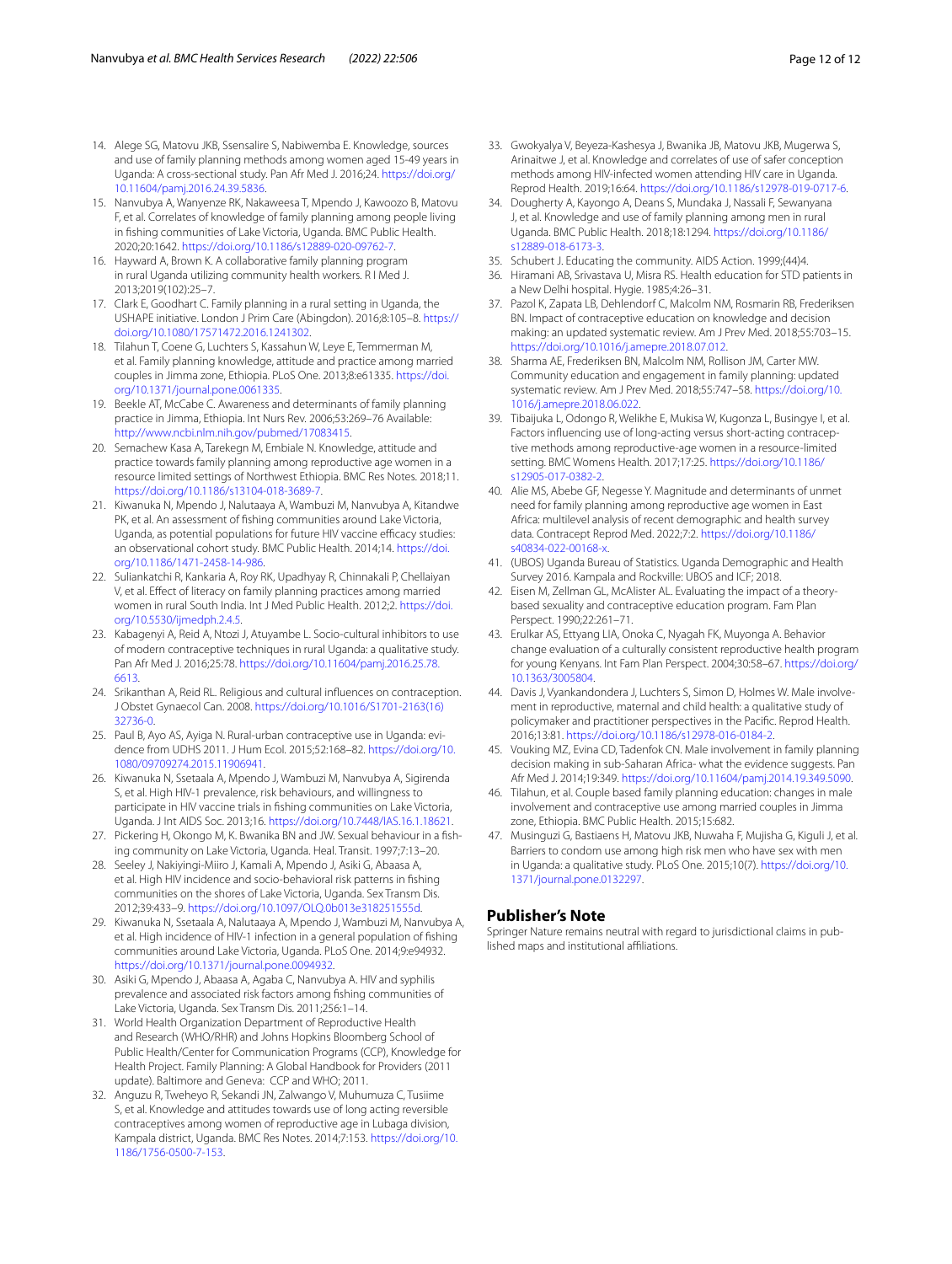14. Alege SG, Matovu JKB, Ssensalire S, Nabiwemba E. Knowledge, sources and use of family planning methods among women aged 15-49 years in Uganda: A cross-sectional study. Pan Afr Med J. 2016;24. https://doi.org/10.11604/pamj.2016.24.39.5836.
15. Nanvubya A, Wanyenze RK, Nakaweesa T, Mpendo J, Kawoozo B, Matovu F, et al. Correlates of knowledge of family planning among people living in fishing communities of Lake Victoria, Uganda. BMC Public Health. 2020;20:1642. https://doi.org/10.1186/s12889-020-09762-7.
16. Hayward A, Brown K. A collaborative family planning program in rural Uganda utilizing community health workers. R I Med J. 2013;2019(102):25–7.
17. Clark E, Goodhart C. Family planning in a rural setting in Uganda, the USHAPE initiative. London J Prim Care (Abingdon). 2016;8:105–8. https://doi.org/10.1080/17571472.2016.1241302.
18. Tilahun T, Coene G, Luchters S, Kassahun W, Leye E, Temmerman M, et al. Family planning knowledge, attitude and practice among married couples in Jimma zone, Ethiopia. PLoS One. 2013;8:e61335. https://doi.org/10.1371/journal.pone.0061335.
19. Beekle AT, McCabe C. Awareness and determinants of family planning practice in Jimma, Ethiopia. Int Nurs Rev. 2006;53:269–76 Available: http://www.ncbi.nlm.nih.gov/pubmed/17083415.
20. Semachew Kasa A, Tarekegn M, Embiale N. Knowledge, attitude and practice towards family planning among reproductive age women in a resource limited settings of Northwest Ethiopia. BMC Res Notes. 2018;11. https://doi.org/10.1186/s13104-018-3689-7.
21. Kiwanuka N, Mpendo J, Nalutaaya A, Wambuzi M, Nanvubya A, Kitandwe PK, et al. An assessment of fishing communities around Lake Victoria, Uganda, as potential populations for future HIV vaccine efficacy studies: an observational cohort study. BMC Public Health. 2014;14. https://doi.org/10.1186/1471-2458-14-986.
22. Suliankatchi R, Kankaria A, Roy RK, Upadhyay R, Chinnakali P, Chellaiyan V, et al. Effect of literacy on family planning practices among married women in rural South India. Int J Med Public Health. 2012;2. https://doi.org/10.5530/ijmedph.2.4.5.
23. Kabagenyi A, Reid A, Ntozi J, Atuyambe L. Socio-cultural inhibitors to use of modern contraceptive techniques in rural Uganda: a qualitative study. Pan Afr Med J. 2016;25:78. https://doi.org/10.11604/pamj.2016.25.78.6613.
24. Srikanthan A, Reid RL. Religious and cultural influences on contraception. J Obstet Gynaecol Can. 2008. https://doi.org/10.1016/S1701-2163(16)32736-0.
25. Paul B, Ayo AS, Ayiga N. Rural-urban contraceptive use in Uganda: evidence from UDHS 2011. J Hum Ecol. 2015;52:168–82. https://doi.org/10.1080/09709274.2015.11906941.
26. Kiwanuka N, Ssetaala A, Mpendo J, Wambuzi M, Nanvubya A, Sigirenda S, et al. High HIV-1 prevalence, risk behaviours, and willingness to participate in HIV vaccine trials in fishing communities on Lake Victoria, Uganda. J Int AIDS Soc. 2013;16. https://doi.org/10.7448/IAS.16.1.18621.
27. Pickering H, Okongo M, K. Bwanika BN and JW. Sexual behaviour in a fishing community on Lake Victoria, Uganda. Heal. Transit. 1997;7:13–20.
28. Seeley J, Nakiyingi-Miiro J, Kamali A, Mpendo J, Asiki G, Abaasa A, et al. High HIV incidence and socio-behavioral risk patterns in fishing communities on the shores of Lake Victoria, Uganda. Sex Transm Dis. 2012;39:433–9. https://doi.org/10.1097/OLQ.0b013e318251555d.
29. Kiwanuka N, Ssetaala A, Nalutaaya A, Mpendo J, Wambuzi M, Nanvubya A, et al. High incidence of HIV-1 infection in a general population of fishing communities around Lake Victoria, Uganda. PLoS One. 2014;9:e94932. https://doi.org/10.1371/journal.pone.0094932.
30. Asiki G, Mpendo J, Abaasa A, Agaba C, Nanvubya A. HIV and syphilis prevalence and associated risk factors among fishing communities of Lake Victoria, Uganda. Sex Transm Dis. 2011;256:1–14.
31. World Health Organization Department of Reproductive Health and Research (WHO/RHR) and Johns Hopkins Bloomberg School of Public Health/Center for Communication Programs (CCP), Knowledge for Health Project. Family Planning: A Global Handbook for Providers (2011 update). Baltimore and Geneva: CCP and WHO; 2011.
32. Anguzu R, Tweheyo R, Sekandi JN, Zalwango V, Muhumuza C, Tusiime S, et al. Knowledge and attitudes towards use of long acting reversible contraceptives among women of reproductive age in Lubaga division, Kampala district, Uganda. BMC Res Notes. 2014;7:153. https://doi.org/10.1186/1756-0500-7-153.
33. Gwokyalya V, Beyeza-Kashesya J, Bwanika JB, Matovu JKB, Mugerwa S, Arinaitwe J, et al. Knowledge and correlates of use of safer conception methods among HIV-infected women attending HIV care in Uganda. Reprod Health. 2019;16:64. https://doi.org/10.1186/s12978-019-0717-6.
34. Dougherty A, Kayongo A, Deans S, Mundaka J, Nassali F, Sewanyana J, et al. Knowledge and use of family planning among men in rural Uganda. BMC Public Health. 2018;18:1294. https://doi.org/10.1186/s12889-018-6173-3.
35. Schubert J. Educating the community. AIDS Action. 1999;(44)4.
36. Hiramani AB, Srivastava U, Misra RS. Health education for STD patients in a New Delhi hospital. Hygie. 1985;4:26–31.
37. Pazol K, Zapata LB, Dehlendorf C, Malcolm NM, Rosmarin RB, Frederiksen BN. Impact of contraceptive education on knowledge and decision making: an updated systematic review. Am J Prev Med. 2018;55:703–15. https://doi.org/10.1016/j.amepre.2018.07.012.
38. Sharma AE, Frederiksen BN, Malcolm NM, Rollison JM, Carter MW. Community education and engagement in family planning: updated systematic review. Am J Prev Med. 2018;55:747–58. https://doi.org/10.1016/j.amepre.2018.06.022.
39. Tibaijuka L, Odongo R, Welikhe E, Mukisa W, Kugonza L, Busingye I, et al. Factors influencing use of long-acting versus short-acting contraceptive methods among reproductive-age women in a resource-limited setting. BMC Womens Health. 2017;17:25. https://doi.org/10.1186/s12905-017-0382-2.
40. Alie MS, Abebe GF, Negesse Y. Magnitude and determinants of unmet need for family planning among reproductive age women in East Africa: multilevel analysis of recent demographic and health survey data. Contracept Reprod Med. 2022;7:2. https://doi.org/10.1186/s40834-022-00168-x.
41. (UBOS) Uganda Bureau of Statistics. Uganda Demographic and Health Survey 2016. Kampala and Rockville: UBOS and ICF; 2018.
42. Eisen M, Zellman GL, McAlister AL. Evaluating the impact of a theory-based sexuality and contraceptive education program. Fam Plan Perspect. 1990;22:261–71.
43. Erulkar AS, Ettyang LIA, Onoka C, Nyagah FK, Muyonga A. Behavior change evaluation of a culturally consistent reproductive health program for young Kenyans. Int Fam Plan Perspect. 2004;30:58–67. https://doi.org/10.1363/3005804.
44. Davis J, Vyankandondera J, Luchters S, Simon D, Holmes W. Male involvement in reproductive, maternal and child health: a qualitative study of policymaker and practitioner perspectives in the Pacific. Reprod Health. 2016;13:81. https://doi.org/10.1186/s12978-016-0184-2.
45. Vouking MZ, Evina CD, Tadenfok CN. Male involvement in family planning decision making in sub-Saharan Africa- what the evidence suggests. Pan Afr Med J. 2014;19:349. https://doi.org/10.11604/pamj.2014.19.349.5090.
46. Tilahun, et al. Couple based family planning education: changes in male involvement and contraceptive use among married couples in Jimma zone, Ethiopia. BMC Public Health. 2015;15:682.
47. Musinguzi G, Bastiaens H, Matovu JKB, Nuwaha F, Mujisha G, Kiguli J, et al. Barriers to condom use among high risk men who have sex with men in Uganda: a qualitative study. PLoS One. 2015;10(7). https://doi.org/10.1371/journal.pone.0132297.

## Publisher's Note

Springer Nature remains neutral with regard to jurisdictional claims in published maps and institutional affiliations.